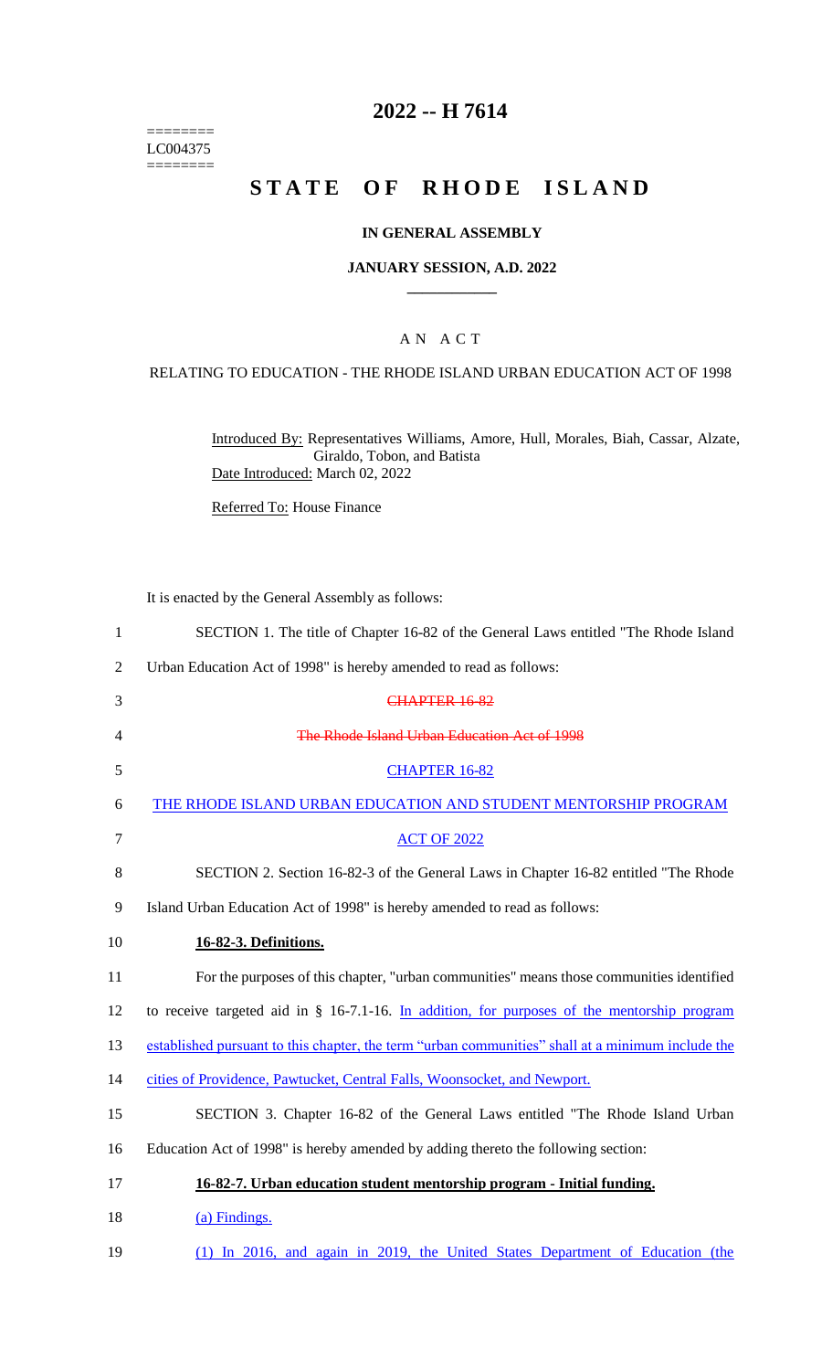========
LC004375
========

# 2022 -- H 7614

# STATE OF RHODE ISLAND

## IN GENERAL ASSEMBLY

### JANUARY SESSION, A.D. 2022

____________

A N A C T

RELATING TO EDUCATION - THE RHODE ISLAND URBAN EDUCATION ACT OF 1998

Introduced By: Representatives Williams, Amore, Hull, Morales, Biah, Cassar, Alzate, Giraldo, Tobon, and Batista

Date Introduced: March 02, 2022

Referred To: House Finance

It is enacted by the General Assembly as follows:

1 SECTION 1. The title of Chapter 16-82 of the General Laws entitled "The Rhode Island
2 Urban Education Act of 1998" is hereby amended to read as follows:
3 ~~CHAPTER 16-82~~
4 ~~The Rhode Island Urban Education Act of 1998~~
5 CHAPTER 16-82
6 THE RHODE ISLAND URBAN EDUCATION AND STUDENT MENTORSHIP PROGRAM
7 ACT OF 2022
8 SECTION 2. Section 16-82-3 of the General Laws in Chapter 16-82 entitled "The Rhode
9 Island Urban Education Act of 1998" is hereby amended to read as follows:
10 **16-82-3. Definitions.**
11 For the purposes of this chapter, "urban communities" means those communities identified
12 to receive targeted aid in § 16-7.1-16. In addition, for purposes of the mentorship program
13 established pursuant to this chapter, the term "urban communities" shall at a minimum include the
14 cities of Providence, Pawtucket, Central Falls, Woonsocket, and Newport.
15 SECTION 3. Chapter 16-82 of the General Laws entitled "The Rhode Island Urban
16 Education Act of 1998" is hereby amended by adding thereto the following section:
17 **16-82-7. Urban education student mentorship program - Initial funding.**
18 (a) Findings.
19 (1) In 2016, and again in 2019, the United States Department of Education (the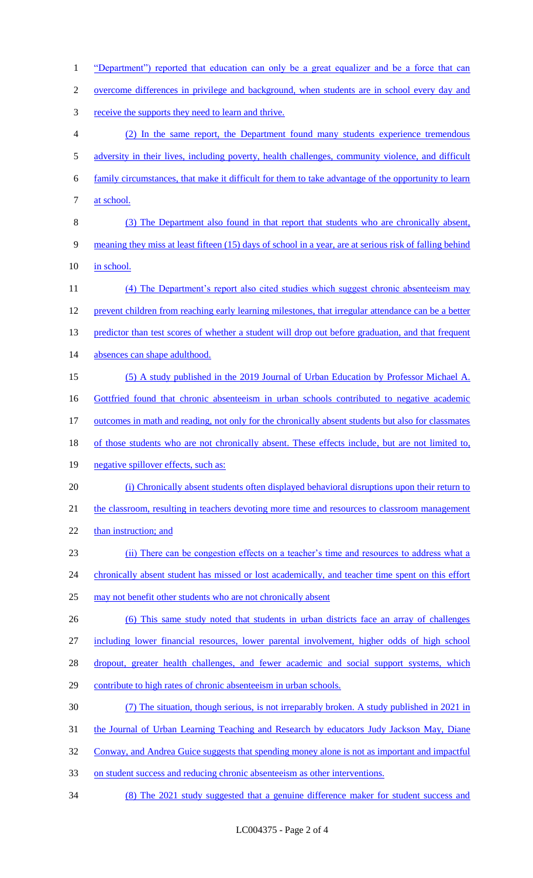"Department") reported that education can only be a great equalizer and be a force that can overcome differences in privilege and background, when students are in school every day and receive the supports they need to learn and thrive.

(2) In the same report, the Department found many students experience tremendous adversity in their lives, including poverty, health challenges, community violence, and difficult family circumstances, that make it difficult for them to take advantage of the opportunity to learn at school.

(3) The Department also found in that report that students who are chronically absent, meaning they miss at least fifteen (15) days of school in a year, are at serious risk of falling behind in school.

(4) The Department's report also cited studies which suggest chronic absenteeism may prevent children from reaching early learning milestones, that irregular attendance can be a better predictor than test scores of whether a student will drop out before graduation, and that frequent absences can shape adulthood.

(5) A study published in the 2019 Journal of Urban Education by Professor Michael A. Gottfried found that chronic absenteeism in urban schools contributed to negative academic outcomes in math and reading, not only for the chronically absent students but also for classmates of those students who are not chronically absent. These effects include, but are not limited to, negative spillover effects, such as:

(i) Chronically absent students often displayed behavioral disruptions upon their return to the classroom, resulting in teachers devoting more time and resources to classroom management than instruction; and

(ii) There can be congestion effects on a teacher's time and resources to address what a chronically absent student has missed or lost academically, and teacher time spent on this effort may not benefit other students who are not chronically absent

(6) This same study noted that students in urban districts face an array of challenges including lower financial resources, lower parental involvement, higher odds of high school dropout, greater health challenges, and fewer academic and social support systems, which contribute to high rates of chronic absenteeism in urban schools.

(7) The situation, though serious, is not irreparably broken. A study published in 2021 in the Journal of Urban Learning Teaching and Research by educators Judy Jackson May, Diane Conway, and Andrea Guice suggests that spending money alone is not as important and impactful on student success and reducing chronic absenteeism as other interventions.

(8) The 2021 study suggested that a genuine difference maker for student success and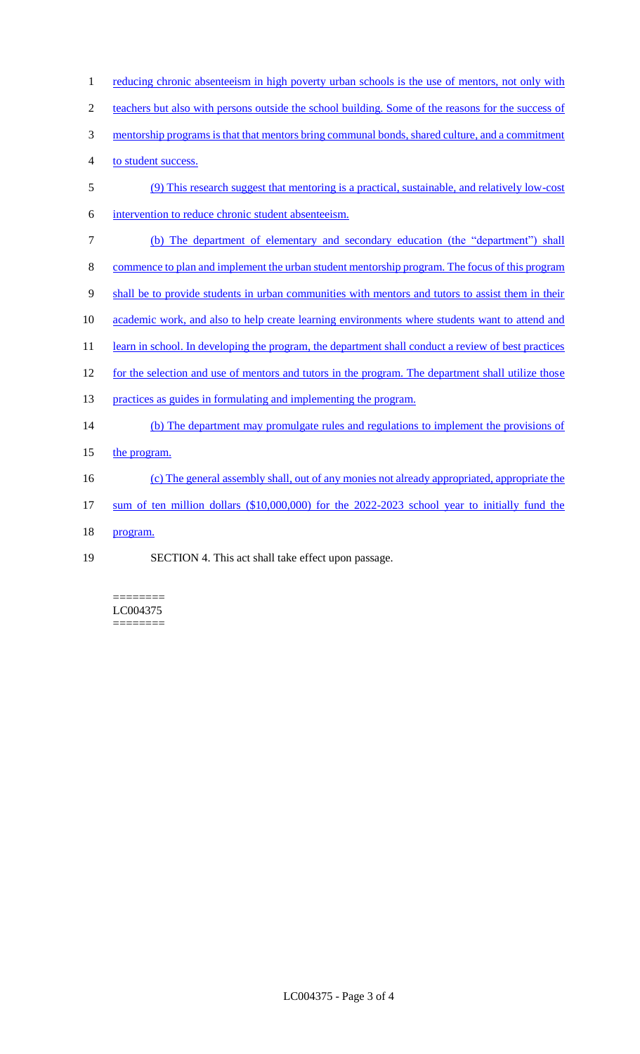reducing chronic absenteeism in high poverty urban schools is the use of mentors, not only with teachers but also with persons outside the school building. Some of the reasons for the success of mentorship programs is that that mentors bring communal bonds, shared culture, and a commitment to student success.

(9) This research suggest that mentoring is a practical, sustainable, and relatively low-cost intervention to reduce chronic student absenteeism.

(b) The department of elementary and secondary education (the "department") shall commence to plan and implement the urban student mentorship program. The focus of this program shall be to provide students in urban communities with mentors and tutors to assist them in their academic work, and also to help create learning environments where students want to attend and learn in school. In developing the program, the department shall conduct a review of best practices for the selection and use of mentors and tutors in the program. The department shall utilize those practices as guides in formulating and implementing the program.

(b) The department may promulgate rules and regulations to implement the provisions of the program.

(c) The general assembly shall, out of any monies not already appropriated, appropriate the sum of ten million dollars ($10,000,000) for the 2022-2023 school year to initially fund the program.

SECTION 4. This act shall take effect upon passage.

========
LC004375
========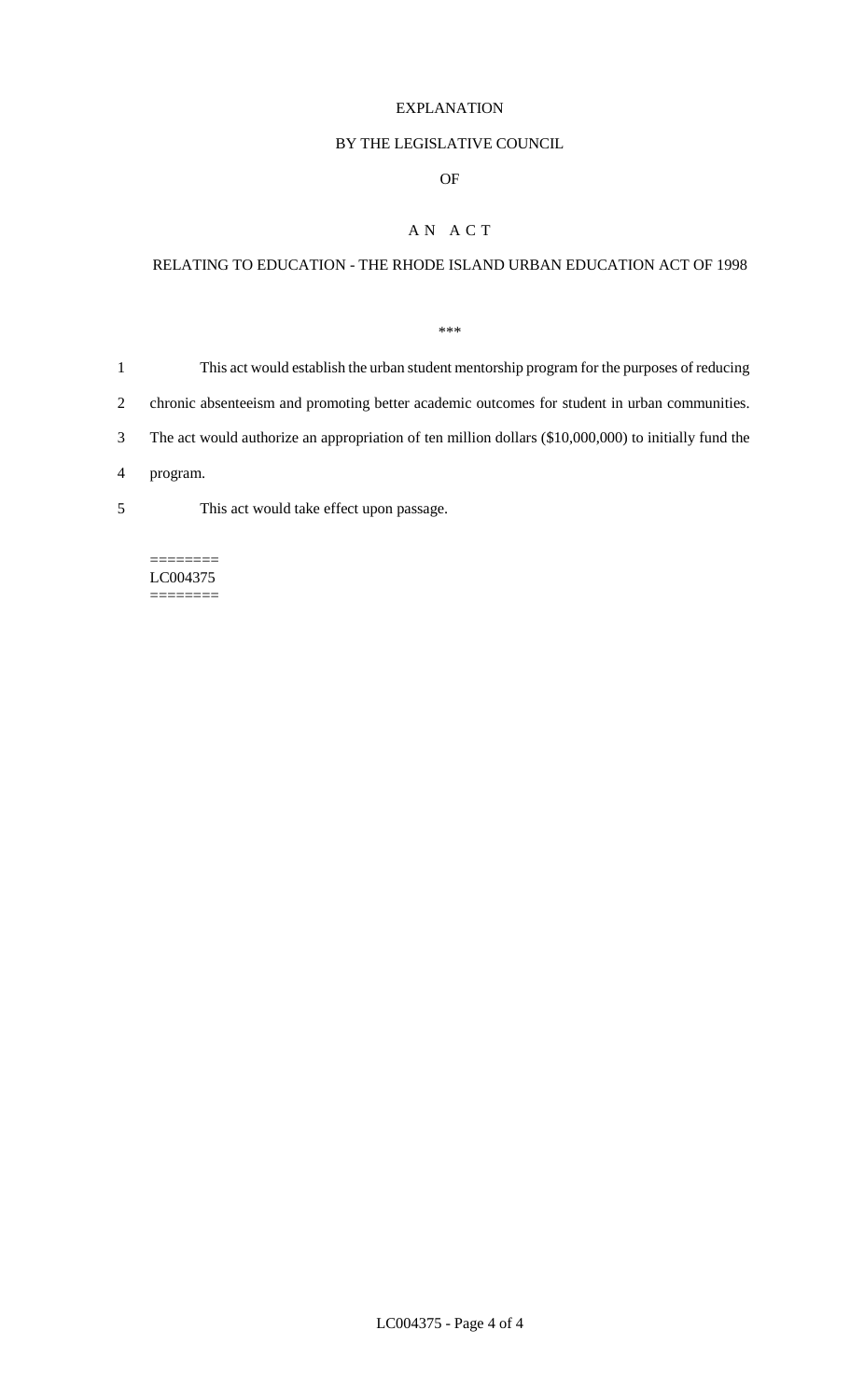EXPLANATION

BY THE LEGISLATIVE COUNCIL

OF

A N A C T

RELATING TO EDUCATION - THE RHODE ISLAND URBAN EDUCATION ACT OF 1998

\*\*\*

1 This act would establish the urban student mentorship program for the purposes of reducing
2 chronic absenteeism and promoting better academic outcomes for student in urban communities.
3 The act would authorize an appropriation of ten million dollars ($10,000,000) to initially fund the
4 program.
5 This act would take effect upon passage.

========
LC004375
========